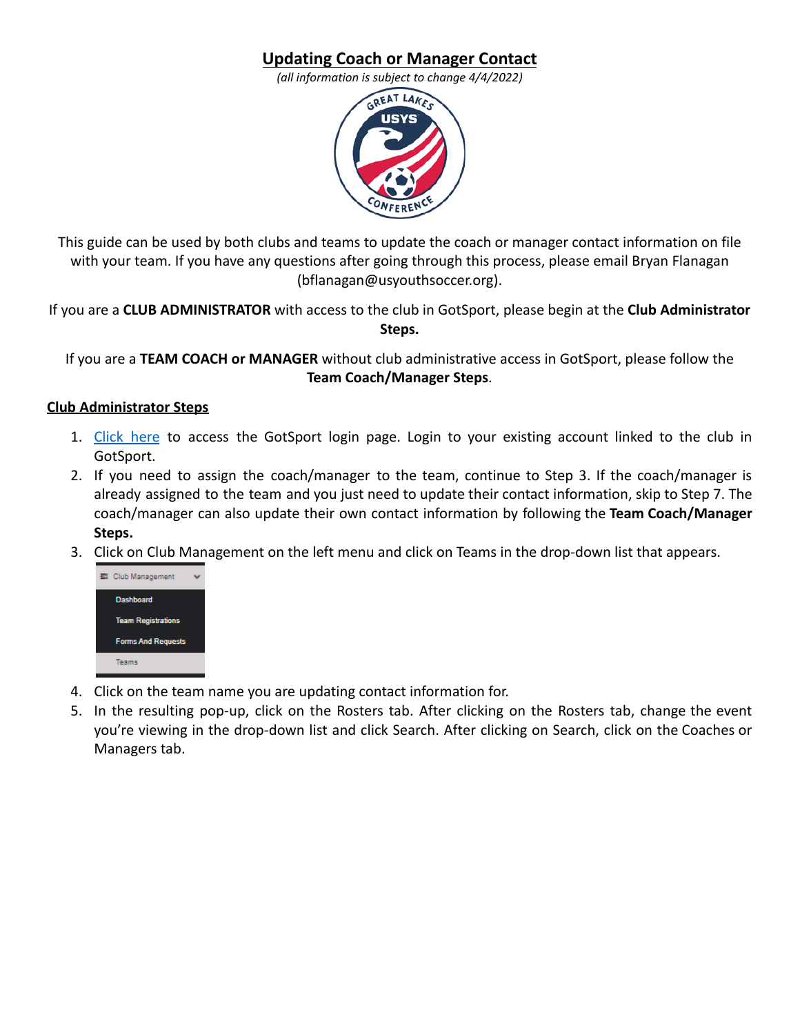# Updating Coach or Manager Contact

*(all information is subject to change 4/4/2022)*

This guide can be used by both clubs and teams to update the coach or manager contact information on file with your team. If you have any questions after going through this process, please email Bryan Flanagan (bflanagan@usyouthsoccer.org).

If you are a **CLUB ADMINISTRATOR** with access to the club in GotSport, please begin at the **Club Administrator Steps.**

If you are a **TEAM COACH or MANAGER** without club administrative access in GotSport, please follow the **Team Coach/Manager Steps**.

## Club Administrator Steps

1. Click here to access the GotSport login page. Login to your existing account linked to the club in GotSport.
2. If you need to assign the coach/manager to the team, continue to Step 3. If the coach/manager is already assigned to the team and you just need to update their contact information, skip to Step 7. The coach/manager can also update their own contact information by following the **Team Coach/Manager Steps.**
3. Click on Club Management on the left menu and click on Teams in the drop-down list that appears.
4. Click on the team name you are updating contact information for.
5. In the resulting pop-up, click on the Rosters tab. After clicking on the Rosters tab, change the event you're viewing in the drop-down list and click Search. After clicking on Search, click on the Coaches or Managers tab.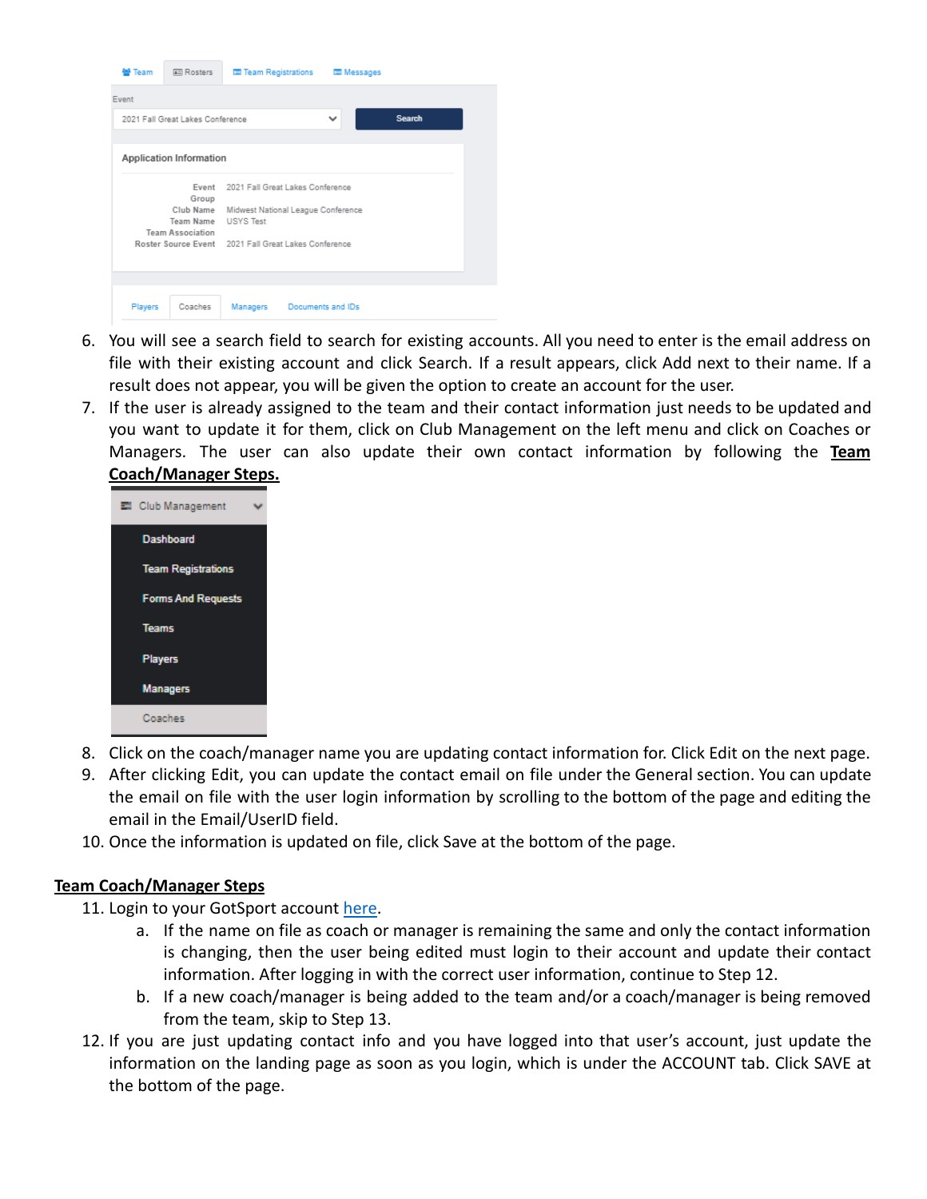6. You will see a search field to search for existing accounts. All you need to enter is the email address on file with their existing account and click Search. If a result appears, click Add next to their name. If a result does not appear, you will be given the option to create an account for the user.
7. If the user is already assigned to the team and their contact information just needs to be updated and you want to update it for them, click on Club Management on the left menu and click on Coaches or Managers. The user can also update their own contact information by following the **Team Coach/Manager Steps.**
8. Click on the coach/manager name you are updating contact information for. Click Edit on the next page.
9. After clicking Edit, you can update the contact email on file under the General section. You can update the email on file with the user login information by scrolling to the bottom of the page and editing the email in the Email/UserID field.
10. Once the information is updated on file, click Save at the bottom of the page.

**Team Coach/Manager Steps**

11. Login to your GotSport account here.
    a. If the name on file as coach or manager is remaining the same and only the contact information is changing, then the user being edited must login to their account and update their contact information. After logging in with the correct user information, continue to Step 12.
    b. If a new coach/manager is being added to the team and/or a coach/manager is being removed from the team, skip to Step 13.
12. If you are just updating contact info and you have logged into that user's account, just update the information on the landing page as soon as you login, which is under the ACCOUNT tab. Click SAVE at the bottom of the page.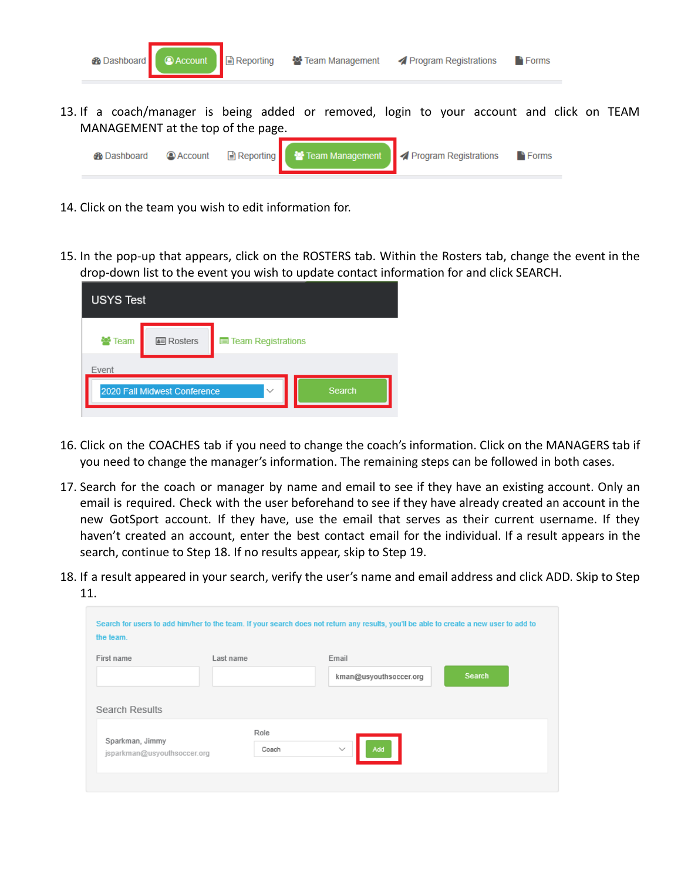Dashboard | Account | Reporting | Team Management | Program Registrations | Forms

13. If a coach/manager is being added or removed, login to your account and click on TEAM MANAGEMENT at the top of the page.

Dashboard | Account | Reporting | Team Management | Program Registrations | Forms

14. Click on the team you wish to edit information for.

15. In the pop-up that appears, click on the ROSTERS tab. Within the Rosters tab, change the event in the drop-down list to the event you wish to update contact information for and click SEARCH.

USYS Test

Team | Rosters | Team Registrations

Event

2020 Fall Midwest Conference | Search

16. Click on the COACHES tab if you need to change the coach's information. Click on the MANAGERS tab if you need to change the manager's information. The remaining steps can be followed in both cases.

17. Search for the coach or manager by name and email to see if they have an existing account. Only an email is required. Check with the user beforehand to see if they have already created an account in the new GotSport account. If they have, use the email that serves as their current username. If they haven't created an account, enter the best contact email for the individual. If a result appears in the search, continue to Step 18. If no results appear, skip to Step 19.

18. If a result appeared in your search, verify the user's name and email address and click ADD. Skip to Step 11.

Search for users to add him/her to the team. If your search does not return any results, you'll be able to create a new user to add to the team.

First name | Last name | Email: kman@usyouthsoccer.org | Search

Search Results

Sparkman, Jimmy
jsparkman@usyouthsoccer.org

Role: Coach | Add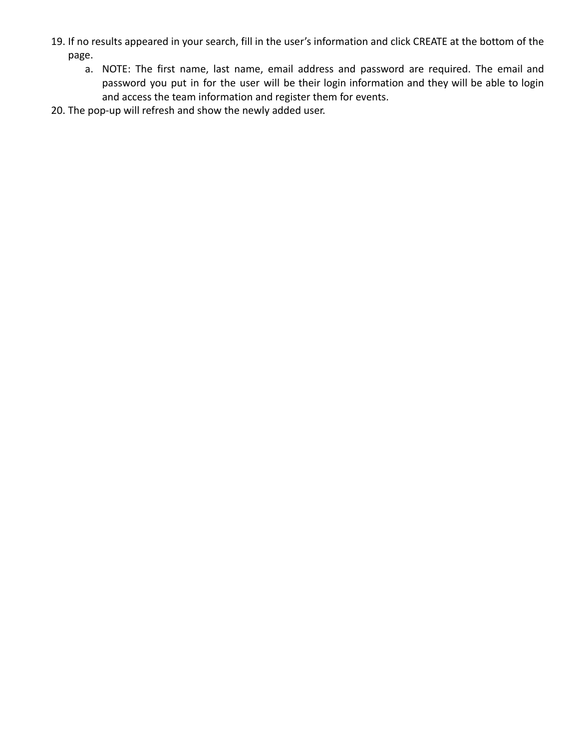19. If no results appeared in your search, fill in the user's information and click CREATE at the bottom of the page.
    a. NOTE: The first name, last name, email address and password are required. The email and password you put in for the user will be their login information and they will be able to login and access the team information and register them for events.
20. The pop-up will refresh and show the newly added user.